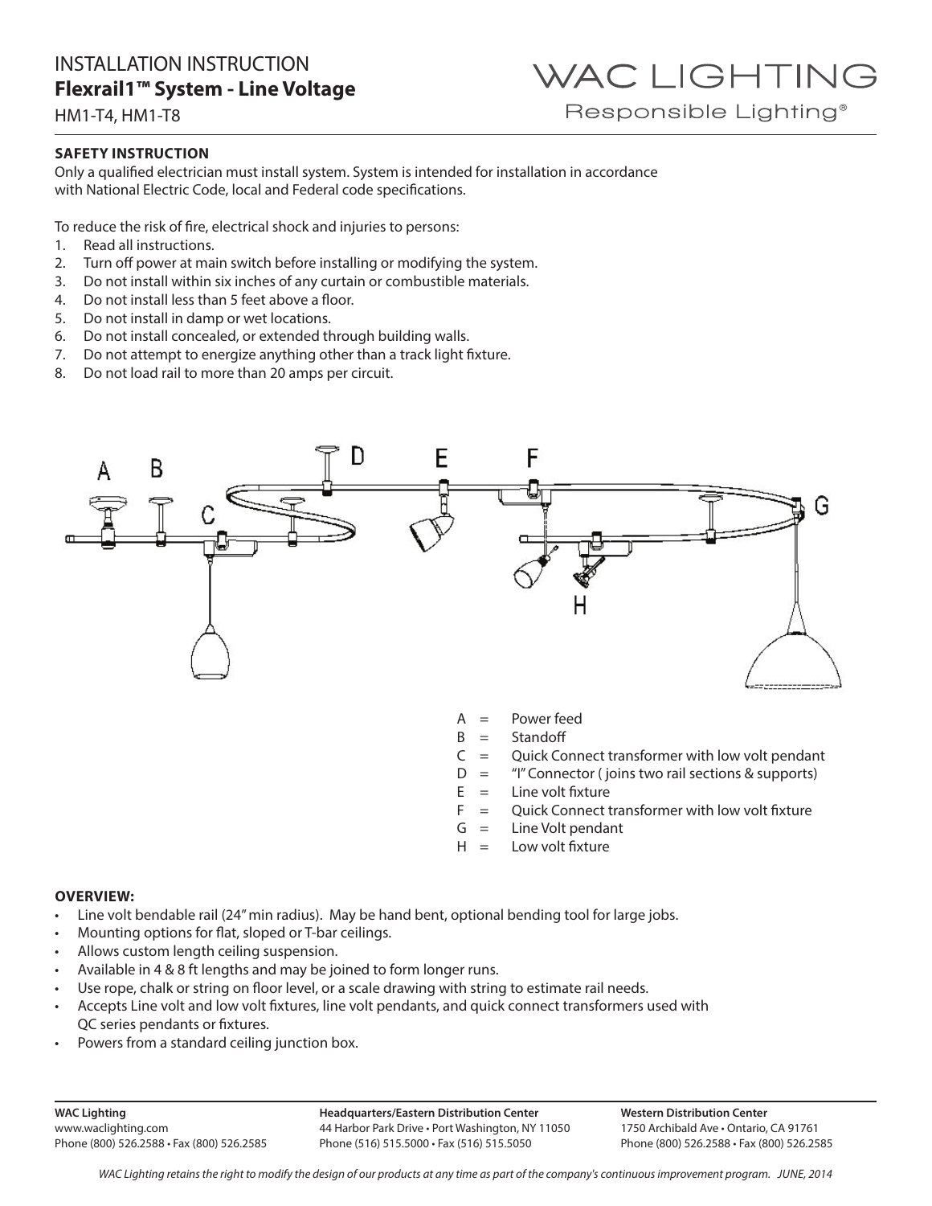# INSTALLATION INSTRUCTION
## Flexrail1™ System - Line Voltage

HM1-T4, HM1-T8

WAC LIGHTING
Responsible Lighting®

### SAFETY INSTRUCTION

Only a qualified electrician must install system. System is intended for installation in accordance with National Electric Code, local and Federal code specifications.

To reduce the risk of fire, electrical shock and injuries to persons:

1. Read all instructions.
2. Turn off power at main switch before installing or modifying the system.
3. Do not install within six inches of any curtain or combustible materials.
4. Do not install less than 5 feet above a floor.
5. Do not install in damp or wet locations.
6. Do not install concealed, or extended through building walls.
7. Do not attempt to energize anything other than a track light fixture.
8. Do not load rail to more than 20 amps per circuit.

A = Power feed
B = Standoff
C = Quick Connect transformer with low volt pendant
D = "I" Connector ( joins two rail sections & supports)
E = Line volt fixture
F = Quick Connect transformer with low volt fixture
G = Line Volt pendant
H = Low volt fixture

### OVERVIEW:

- Line volt bendable rail (24" min radius). May be hand bent, optional bending tool for large jobs.
- Mounting options for flat, sloped or T-bar ceilings.
- Allows custom length ceiling suspension.
- Available in 4 & 8 ft lengths and may be joined to form longer runs.
- Use rope, chalk or string on floor level, or a scale drawing with string to estimate rail needs.
- Accepts Line volt and low volt fixtures, line volt pendants, and quick connect transformers used with QC series pendants or fixtures.
- Powers from a standard ceiling junction box.

**WAC Lighting**
www.waclighting.com
Phone (800) 526.2588 • Fax (800) 526.2585

**Headquarters/Eastern Distribution Center**
44 Harbor Park Drive • Port Washington, NY 11050
Phone (516) 515.5000 • Fax (516) 515.5050

**Western Distribution Center**
1750 Archibald Ave • Ontario, CA 91761
Phone (800) 526.2588 • Fax (800) 526.2585

*WAC Lighting retains the right to modify the design of our products at any time as part of the company's continuous improvement program. JUNE, 2014*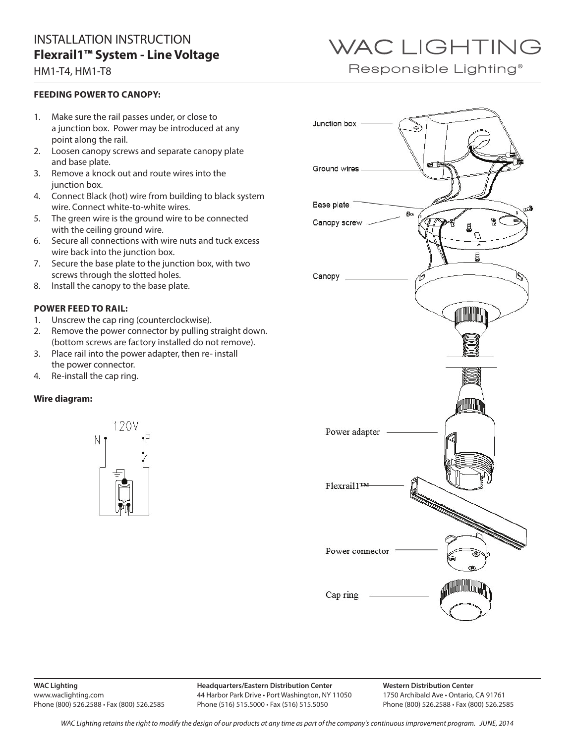# INSTALLATION INSTRUCTION

## Flexrail1™ System - Line Voltage

HM1-T4, HM1-T8

WAC LIGHTING
Responsible Lighting®

### FEEDING POWER TO CANOPY:

1. Make sure the rail passes under, or close to a junction box. Power may be introduced at any point along the rail.
2. Loosen canopy screws and separate canopy plate and base plate.
3. Remove a knock out and route wires into the junction box.
4. Connect Black (hot) wire from building to black system wire. Connect white-to-white wires.
5. The green wire is the ground wire to be connected with the ceiling ground wire.
6. Secure all connections with wire nuts and tuck excess wire back into the junction box.
7. Secure the base plate to the junction box, with two screws through the slotted holes.
8. Install the canopy to the base plate.

### POWER FEED TO RAIL:

1. Unscrew the cap ring (counterclockwise).
2. Remove the power connector by pulling straight down. (bottom screws are factory installed do not remove).
3. Place rail into the power adapter, then re- install the power connector.
4. Re-install the cap ring.

**Wire diagram:**

120V

N P

Junction box

Ground wires

Base plate

Canopy screw

Canopy

Power adapter

Flexrail1™

Power connector

Cap ring

**WAC Lighting**
www.waclighting.com
Phone (800) 526.2588 • Fax (800) 526.2585

**Headquarters/Eastern Distribution Center**
44 Harbor Park Drive • Port Washington, NY 11050
Phone (516) 515.5000 • Fax (516) 515.5050

**Western Distribution Center**
1750 Archibald Ave • Ontario, CA 91761
Phone (800) 526.2588 • Fax (800) 526.2585

*WAC Lighting retains the right to modify the design of our products at any time as part of the company's continuous improvement program. JUNE, 2014*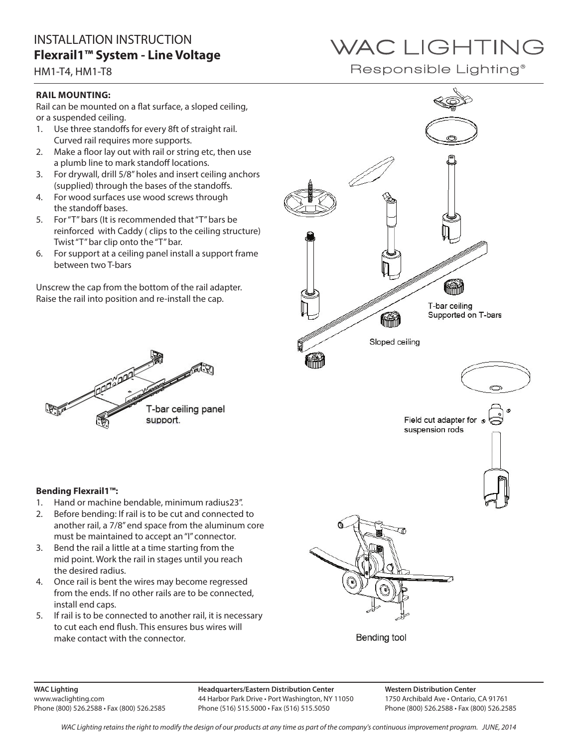# INSTALLATION INSTRUCTION
## Flexrail1™ System - Line Voltage

HM1-T4, HM1-T8

WAC LIGHTING
Responsible Lighting®

**RAIL MOUNTING:**

Rail can be mounted on a flat surface, a sloped ceiling, or a suspended ceiling.

1. Use three standoffs for every 8ft of straight rail. Curved rail requires more supports.
2. Make a floor lay out with rail or string etc, then use a plumb line to mark standoff locations.
3. For drywall, drill 5/8" holes and insert ceiling anchors (supplied) through the bases of the standoffs.
4. For wood surfaces use wood screws through the standoff bases.
5. For "T" bars (It is recommended that "T" bars be reinforced with Caddy ( clips to the ceiling structure) Twist "T" bar clip onto the "T" bar.
6. For support at a ceiling panel install a support frame between two T-bars

Unscrew the cap from the bottom of the rail adapter. Raise the rail into position and re-install the cap.

T-bar ceiling Supported on T-bars

Sloped ceiling

T-bar ceiling panel support.

Field cut adapter for suspension rods

**Bending Flexrail1™:**

1. Hand or machine bendable, minimum radius23".
2. Before bending: If rail is to be cut and connected to another rail, a 7/8" end space from the aluminum core must be maintained to accept an "I" connector.
3. Bend the rail a little at a time starting from the mid point. Work the rail in stages until you reach the desired radius.
4. Once rail is bent the wires may become regressed from the ends. If no other rails are to be connected, install end caps.
5. If rail is to be connected to another rail, it is necessary to cut each end flush. This ensures bus wires will make contact with the connector.

Bending tool

**WAC Lighting**
www.waclighting.com
Phone (800) 526.2588 • Fax (800) 526.2585

**Headquarters/Eastern Distribution Center**
44 Harbor Park Drive • Port Washington, NY 11050
Phone (516) 515.5000 • Fax (516) 515.5050

**Western Distribution Center**
1750 Archibald Ave • Ontario, CA 91761
Phone (800) 526.2588 • Fax (800) 526.2585

*WAC Lighting retains the right to modify the design of our products at any time as part of the company's continuous improvement program. JUNE, 2014*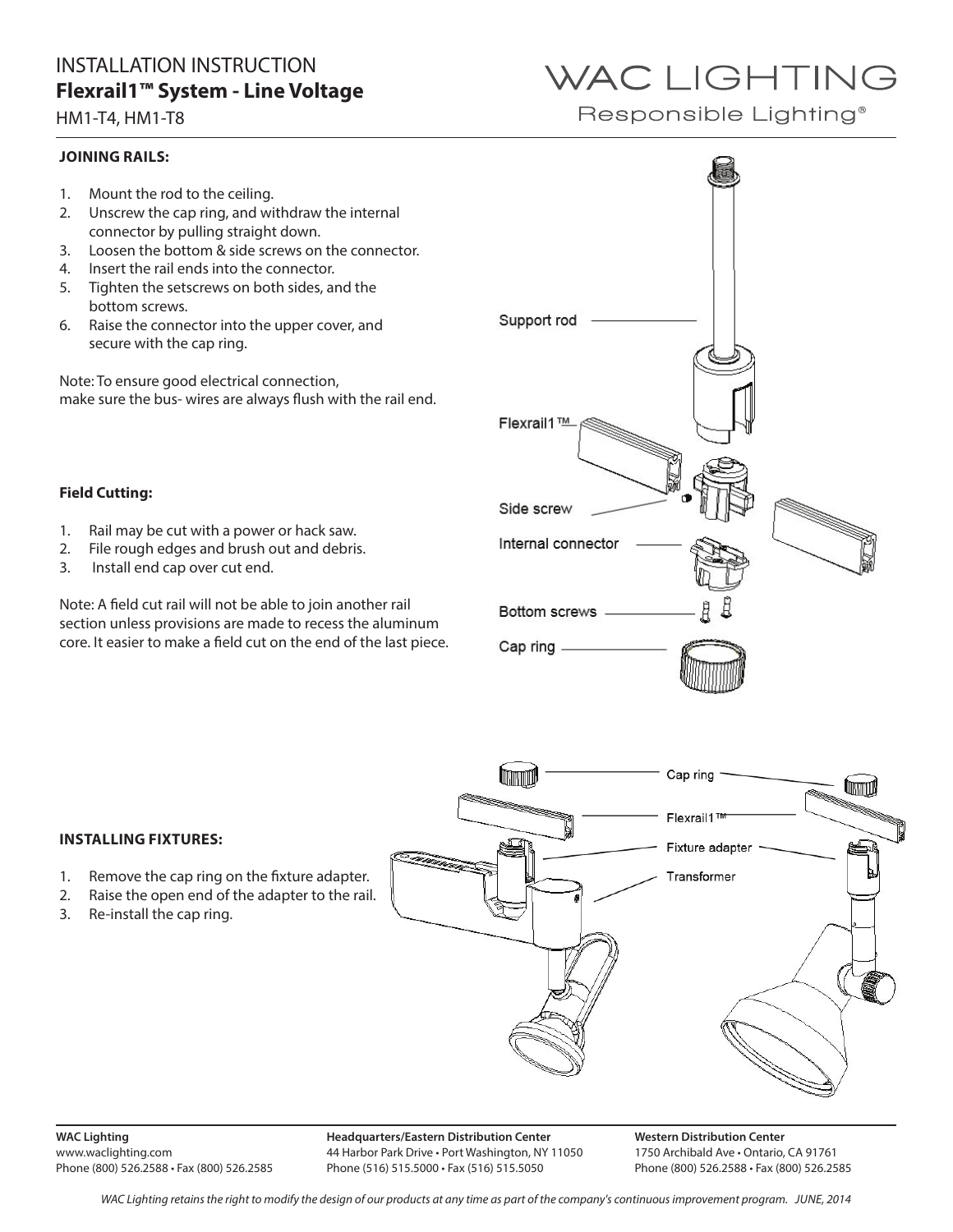# INSTALLATION INSTRUCTION

## Flexrail1™ System - Line Voltage

HM1-T4, HM1-T8

WAC LIGHTING
Responsible Lighting®

### JOINING RAILS:

1. Mount the rod to the ceiling.
2. Unscrew the cap ring, and withdraw the internal connector by pulling straight down.
3. Loosen the bottom & side screws on the connector.
4. Insert the rail ends into the connector.
5. Tighten the setscrews on both sides, and the bottom screws.
6. Raise the connector into the upper cover, and secure with the cap ring.

Note: To ensure good electrical connection, make sure the bus- wires are always flush with the rail end.

Support rod

Flexrail1™

Side screw

Internal connector

Bottom screws

Cap ring

### Field Cutting:

1. Rail may be cut with a power or hack saw.
2. File rough edges and brush out and debris.
3. Install end cap over cut end.

Note: A field cut rail will not be able to join another rail section unless provisions are made to recess the aluminum core. It easier to make a field cut on the end of the last piece.

### INSTALLING FIXTURES:

1. Remove the cap ring on the fixture adapter.
2. Raise the open end of the adapter to the rail.
3. Re-install the cap ring.

Cap ring

Flexrail1™

Fixture adapter

Transformer

**WAC Lighting**
www.waclighting.com
Phone (800) 526.2588 • Fax (800) 526.2585

**Headquarters/Eastern Distribution Center**
44 Harbor Park Drive • Port Washington, NY 11050
Phone (516) 515.5000 • Fax (516) 515.5050

**Western Distribution Center**
1750 Archibald Ave • Ontario, CA 91761
Phone (800) 526.2588 • Fax (800) 526.2585

*WAC Lighting retains the right to modify the design of our products at any time as part of the company's continuous improvement program. JUNE, 2014*